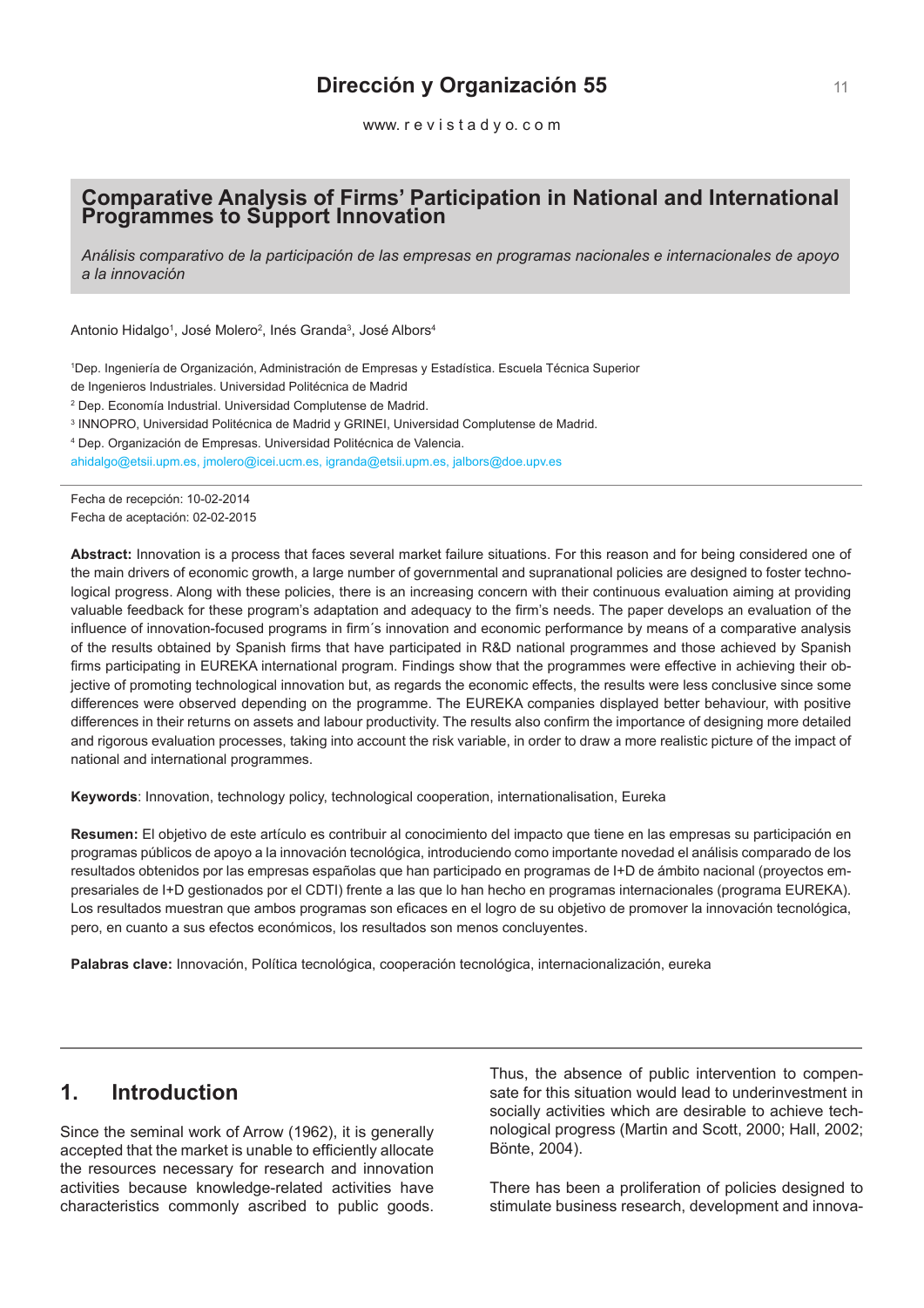# Comparative Analysis of Firms' Participation in National and International Programmes to Support Innovation

*Análisis comparativo de la participación de las empresas en programas nacionales e internacionales de apoyo a la innovación*

Antonio Hidalgo[1], José Molero[2], Inés Granda[3], José Albors[4]

[1]Dep. Ingeniería de Organización, Administración de Empresas y Estadística. Escuela Técnica Superior de Ingenieros Industriales. Universidad Politécnica de Madrid

[2] Dep. Economía Industrial. Universidad Complutense de Madrid.

[3] INNOPRO, Universidad Politécnica de Madrid y GRINEI, Universidad Complutense de Madrid.

[4] Dep. Organización de Empresas. Universidad Politécnica de Valencia.

ahidalgo@etsii.upm.es, jmolero@icei.ucm.es, igranda@etsii.upm.es, jalbors@doe.upv.es

Fecha de recepción: 10-02-2014
Fecha de aceptación: 02-02-2015

**Abstract:** Innovation is a process that faces several market failure situations. For this reason and for being considered one of the main drivers of economic growth, a large number of governmental and supranational policies are designed to foster technological progress. Along with these policies, there is an increasing concern with their continuous evaluation aiming at providing valuable feedback for these program's adaptation and adequacy to the firm's needs. The paper develops an evaluation of the influence of innovation-focused programs in firm´s innovation and economic performance by means of a comparative analysis of the results obtained by Spanish firms that have participated in R&D national programmes and those achieved by Spanish firms participating in EUREKA international program. Findings show that the programmes were effective in achieving their objective of promoting technological innovation but, as regards the economic effects, the results were less conclusive since some differences were observed depending on the programme. The EUREKA companies displayed better behaviour, with positive differences in their returns on assets and labour productivity. The results also confirm the importance of designing more detailed and rigorous evaluation processes, taking into account the risk variable, in order to draw a more realistic picture of the impact of national and international programmes.

**Keywords**: Innovation, technology policy, technological cooperation, internationalisation, Eureka

**Resumen:** El objetivo de este artículo es contribuir al conocimiento del impacto que tiene en las empresas su participación en programas públicos de apoyo a la innovación tecnológica, introduciendo como importante novedad el análisis comparado de los resultados obtenidos por las empresas españolas que han participado en programas de I+D de ámbito nacional (proyectos empresariales de I+D gestionados por el CDTI) frente a las que lo han hecho en programas internacionales (programa EUREKA). Los resultados muestran que ambos programas son eficaces en el logro de su objetivo de promover la innovación tecnológica, pero, en cuanto a sus efectos económicos, los resultados son menos concluyentes.

**Palabras clave:** Innovación, Política tecnológica, cooperación tecnológica, internacionalización, eureka

## 1. Introduction

Since the seminal work of Arrow (1962), it is generally accepted that the market is unable to efficiently allocate the resources necessary for research and innovation activities because knowledge-related activities have characteristics commonly ascribed to public goods. Thus, the absence of public intervention to compensate for this situation would lead to underinvestment in socially activities which are desirable to achieve technological progress (Martin and Scott, 2000; Hall, 2002; Bönte, 2004).

There has been a proliferation of policies designed to stimulate business research, development and innova-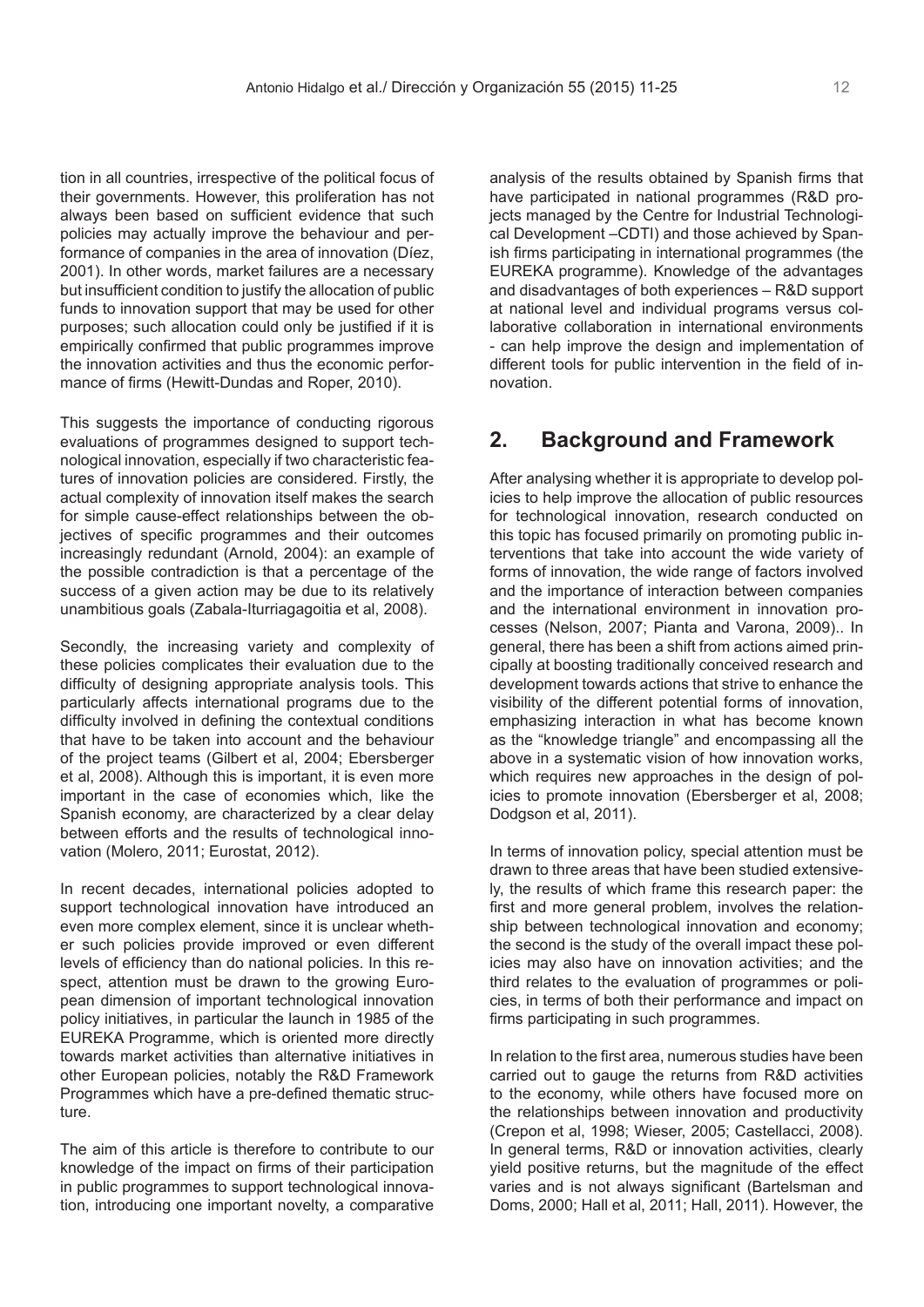tion in all countries, irrespective of the political focus of their governments. However, this proliferation has not always been based on sufficient evidence that such policies may actually improve the behaviour and performance of companies in the area of innovation (Díez, 2001). In other words, market failures are a necessary but insufficient condition to justify the allocation of public funds to innovation support that may be used for other purposes; such allocation could only be justified if it is empirically confirmed that public programmes improve the innovation activities and thus the economic performance of firms (Hewitt-Dundas and Roper, 2010).

This suggests the importance of conducting rigorous evaluations of programmes designed to support technological innovation, especially if two characteristic features of innovation policies are considered. Firstly, the actual complexity of innovation itself makes the search for simple cause-effect relationships between the objectives of specific programmes and their outcomes increasingly redundant (Arnold, 2004): an example of the possible contradiction is that a percentage of the success of a given action may be due to its relatively unambitious goals (Zabala-Iturriagagoitia et al, 2008).

Secondly, the increasing variety and complexity of these policies complicates their evaluation due to the difficulty of designing appropriate analysis tools. This particularly affects international programs due to the difficulty involved in defining the contextual conditions that have to be taken into account and the behaviour of the project teams (Gilbert et al, 2004; Ebersberger et al, 2008). Although this is important, it is even more important in the case of economies which, like the Spanish economy, are characterized by a clear delay between efforts and the results of technological innovation (Molero, 2011; Eurostat, 2012).

In recent decades, international policies adopted to support technological innovation have introduced an even more complex element, since it is unclear whether such policies provide improved or even different levels of efficiency than do national policies. In this respect, attention must be drawn to the growing European dimension of important technological innovation policy initiatives, in particular the launch in 1985 of the EUREKA Programme, which is oriented more directly towards market activities than alternative initiatives in other European policies, notably the R&D Framework Programmes which have a pre-defined thematic structure.

The aim of this article is therefore to contribute to our knowledge of the impact on firms of their participation in public programmes to support technological innovation, introducing one important novelty, a comparative analysis of the results obtained by Spanish firms that have participated in national programmes (R&D projects managed by the Centre for Industrial Technological Development –CDTI) and those achieved by Spanish firms participating in international programmes (the EUREKA programme). Knowledge of the advantages and disadvantages of both experiences – R&D support at national level and individual programs versus collaborative collaboration in international environments - can help improve the design and implementation of different tools for public intervention in the field of innovation.

## 2. Background and Framework

After analysing whether it is appropriate to develop policies to help improve the allocation of public resources for technological innovation, research conducted on this topic has focused primarily on promoting public interventions that take into account the wide variety of forms of innovation, the wide range of factors involved and the importance of interaction between companies and the international environment in innovation processes (Nelson, 2007; Pianta and Varona, 2009).. In general, there has been a shift from actions aimed principally at boosting traditionally conceived research and development towards actions that strive to enhance the visibility of the different potential forms of innovation, emphasizing interaction in what has become known as the "knowledge triangle" and encompassing all the above in a systematic vision of how innovation works, which requires new approaches in the design of policies to promote innovation (Ebersberger et al, 2008; Dodgson et al, 2011).

In terms of innovation policy, special attention must be drawn to three areas that have been studied extensively, the results of which frame this research paper: the first and more general problem, involves the relationship between technological innovation and economy; the second is the study of the overall impact these policies may also have on innovation activities; and the third relates to the evaluation of programmes or policies, in terms of both their performance and impact on firms participating in such programmes.

In relation to the first area, numerous studies have been carried out to gauge the returns from R&D activities to the economy, while others have focused more on the relationships between innovation and productivity (Crepon et al, 1998; Wieser, 2005; Castellacci, 2008). In general terms, R&D or innovation activities, clearly yield positive returns, but the magnitude of the effect varies and is not always significant (Bartelsman and Doms, 2000; Hall et al, 2011; Hall, 2011). However, the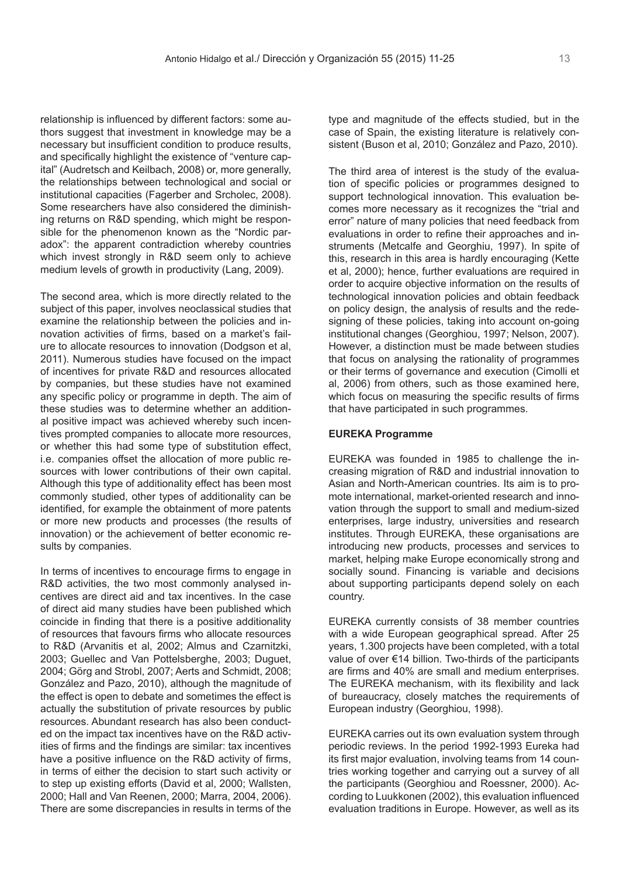relationship is influenced by different factors: some authors suggest that investment in knowledge may be a necessary but insufficient condition to produce results, and specifically highlight the existence of "venture capital" (Audretsch and Keilbach, 2008) or, more generally, the relationships between technological and social or institutional capacities (Fagerber and Srcholec, 2008). Some researchers have also considered the diminishing returns on R&D spending, which might be responsible for the phenomenon known as the "Nordic paradox": the apparent contradiction whereby countries which invest strongly in R&D seem only to achieve medium levels of growth in productivity (Lang, 2009).

The second area, which is more directly related to the subject of this paper, involves neoclassical studies that examine the relationship between the policies and innovation activities of firms, based on a market's failure to allocate resources to innovation (Dodgson et al, 2011). Numerous studies have focused on the impact of incentives for private R&D and resources allocated by companies, but these studies have not examined any specific policy or programme in depth. The aim of these studies was to determine whether an additional positive impact was achieved whereby such incentives prompted companies to allocate more resources, or whether this had some type of substitution effect, i.e. companies offset the allocation of more public resources with lower contributions of their own capital. Although this type of additionality effect has been most commonly studied, other types of additionality can be identified, for example the obtainment of more patents or more new products and processes (the results of innovation) or the achievement of better economic results by companies.

In terms of incentives to encourage firms to engage in R&D activities, the two most commonly analysed incentives are direct aid and tax incentives. In the case of direct aid many studies have been published which coincide in finding that there is a positive additionality of resources that favours firms who allocate resources to R&D (Arvanitis et al, 2002; Almus and Czarnitzki, 2003; Guellec and Van Pottelsberghe, 2003; Duguet, 2004; Görg and Strobl, 2007; Aerts and Schmidt, 2008; González and Pazo, 2010), although the magnitude of the effect is open to debate and sometimes the effect is actually the substitution of private resources by public resources. Abundant research has also been conducted on the impact tax incentives have on the R&D activities of firms and the findings are similar: tax incentives have a positive influence on the R&D activity of firms, in terms of either the decision to start such activity or to step up existing efforts (David et al, 2000; Wallsten, 2000; Hall and Van Reenen, 2000; Marra, 2004, 2006). There are some discrepancies in results in terms of the type and magnitude of the effects studied, but in the case of Spain, the existing literature is relatively consistent (Buson et al, 2010; González and Pazo, 2010).

The third area of interest is the study of the evaluation of specific policies or programmes designed to support technological innovation. This evaluation becomes more necessary as it recognizes the "trial and error" nature of many policies that need feedback from evaluations in order to refine their approaches and instruments (Metcalfe and Georghiu, 1997). In spite of this, research in this area is hardly encouraging (Kette et al, 2000); hence, further evaluations are required in order to acquire objective information on the results of technological innovation policies and obtain feedback on policy design, the analysis of results and the redesigning of these policies, taking into account on-going institutional changes (Georghiou, 1997; Nelson, 2007). However, a distinction must be made between studies that focus on analysing the rationality of programmes or their terms of governance and execution (Cimolli et al, 2006) from others, such as those examined here, which focus on measuring the specific results of firms that have participated in such programmes.

**EUREKA Programme**

EUREKA was founded in 1985 to challenge the increasing migration of R&D and industrial innovation to Asian and North-American countries. Its aim is to promote international, market-oriented research and innovation through the support to small and medium-sized enterprises, large industry, universities and research institutes. Through EUREKA, these organisations are introducing new products, processes and services to market, helping make Europe economically strong and socially sound. Financing is variable and decisions about supporting participants depend solely on each country.

EUREKA currently consists of 38 member countries with a wide European geographical spread. After 25 years, 1.300 projects have been completed, with a total value of over €14 billion. Two-thirds of the participants are firms and 40% are small and medium enterprises. The EUREKA mechanism, with its flexibility and lack of bureaucracy, closely matches the requirements of European industry (Georghiou, 1998).

EUREKA carries out its own evaluation system through periodic reviews. In the period 1992-1993 Eureka had its first major evaluation, involving teams from 14 countries working together and carrying out a survey of all the participants (Georghiou and Roessner, 2000). According to Luukkonen (2002), this evaluation influenced evaluation traditions in Europe. However, as well as its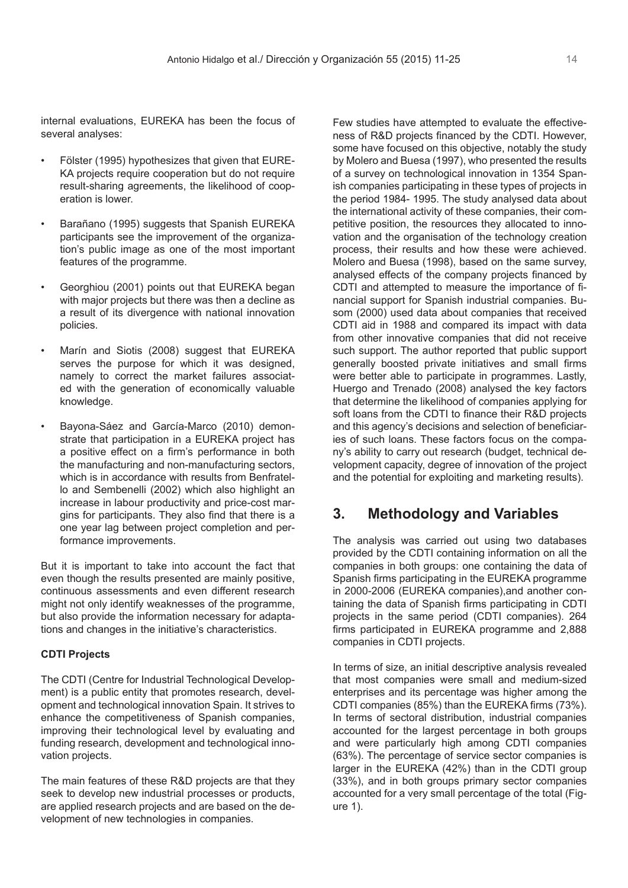internal evaluations, EUREKA has been the focus of several analyses:

- Fölster (1995) hypothesizes that given that EUREKA projects require cooperation but do not require result-sharing agreements, the likelihood of cooperation is lower.
- Barañano (1995) suggests that Spanish EUREKA participants see the improvement of the organization's public image as one of the most important features of the programme.
- Georghiou (2001) points out that EUREKA began with major projects but there was then a decline as a result of its divergence with national innovation policies.
- Marín and Siotis (2008) suggest that EUREKA serves the purpose for which it was designed, namely to correct the market failures associated with the generation of economically valuable knowledge.
- Bayona-Sáez and García-Marco (2010) demonstrate that participation in a EUREKA project has a positive effect on a firm's performance in both the manufacturing and non-manufacturing sectors, which is in accordance with results from Benfratello and Sembenelli (2002) which also highlight an increase in labour productivity and price-cost margins for participants. They also find that there is a one year lag between project completion and performance improvements.

But it is important to take into account the fact that even though the results presented are mainly positive, continuous assessments and even different research might not only identify weaknesses of the programme, but also provide the information necessary for adaptations and changes in the initiative's characteristics.

**CDTI Projects**

The CDTI (Centre for Industrial Technological Development) is a public entity that promotes research, development and technological innovation Spain. It strives to enhance the competitiveness of Spanish companies, improving their technological level by evaluating and funding research, development and technological innovation projects.

The main features of these R&D projects are that they seek to develop new industrial processes or products, are applied research projects and are based on the development of new technologies in companies.

Few studies have attempted to evaluate the effectiveness of R&D projects financed by the CDTI. However, some have focused on this objective, notably the study by Molero and Buesa (1997), who presented the results of a survey on technological innovation in 1354 Spanish companies participating in these types of projects in the period 1984- 1995. The study analysed data about the international activity of these companies, their competitive position, the resources they allocated to innovation and the organisation of the technology creation process, their results and how these were achieved. Molero and Buesa (1998), based on the same survey, analysed effects of the company projects financed by CDTI and attempted to measure the importance of financial support for Spanish industrial companies. Busom (2000) used data about companies that received CDTI aid in 1988 and compared its impact with data from other innovative companies that did not receive such support. The author reported that public support generally boosted private initiatives and small firms were better able to participate in programmes. Lastly, Huergo and Trenado (2008) analysed the key factors that determine the likelihood of companies applying for soft loans from the CDTI to finance their R&D projects and this agency's decisions and selection of beneficiaries of such loans. These factors focus on the company's ability to carry out research (budget, technical development capacity, degree of innovation of the project and the potential for exploiting and marketing results).

## 3. Methodology and Variables

The analysis was carried out using two databases provided by the CDTI containing information on all the companies in both groups: one containing the data of Spanish firms participating in the EUREKA programme in 2000-2006 (EUREKA companies),and another containing the data of Spanish firms participating in CDTI projects in the same period (CDTI companies). 264 firms participated in EUREKA programme and 2,888 companies in CDTI projects.

In terms of size, an initial descriptive analysis revealed that most companies were small and medium-sized enterprises and its percentage was higher among the CDTI companies (85%) than the EUREKA firms (73%). In terms of sectoral distribution, industrial companies accounted for the largest percentage in both groups and were particularly high among CDTI companies (63%). The percentage of service sector companies is larger in the EUREKA (42%) than in the CDTI group (33%), and in both groups primary sector companies accounted for a very small percentage of the total (Figure 1).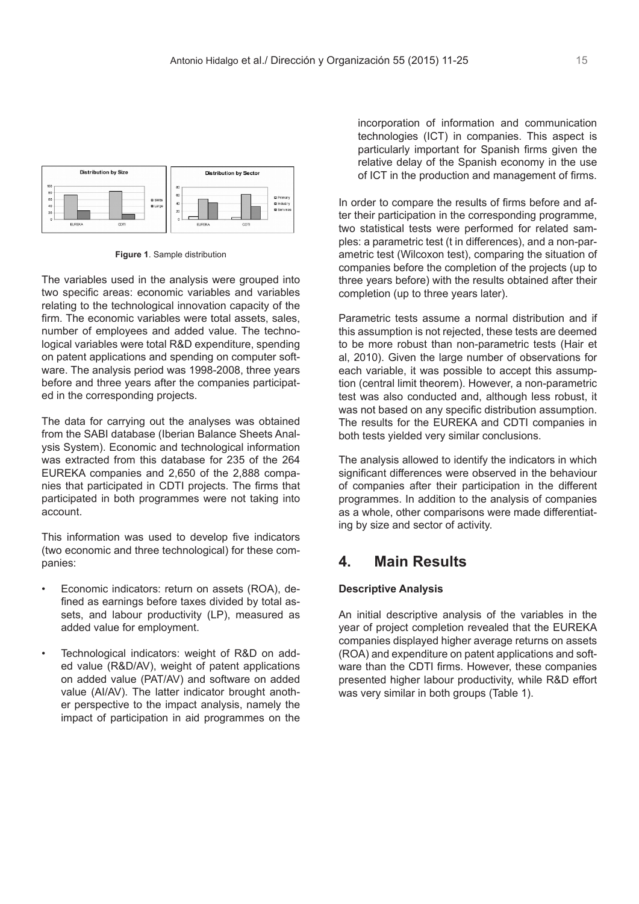**Figure 1**. Sample distribution

The variables used in the analysis were grouped into two specific areas: economic variables and variables relating to the technological innovation capacity of the firm. The economic variables were total assets, sales, number of employees and added value. The technological variables were total R&D expenditure, spending on patent applications and spending on computer software. The analysis period was 1998-2008, three years before and three years after the companies participated in the corresponding projects.

The data for carrying out the analyses was obtained from the SABI database (Iberian Balance Sheets Analysis System). Economic and technological information was extracted from this database for 235 of the 264 EUREKA companies and 2,650 of the 2,888 companies that participated in CDTI projects. The firms that participated in both programmes were not taking into account.

This information was used to develop five indicators (two economic and three technological) for these companies:

- Economic indicators: return on assets (ROA), defined as earnings before taxes divided by total assets, and labour productivity (LP), measured as added value for employment.
- Technological indicators: weight of R&D on added value (R&D/AV), weight of patent applications on added value (PAT/AV) and software on added value (AI/AV). The latter indicator brought another perspective to the impact analysis, namely the impact of participation in aid programmes on the incorporation of information and communication technologies (ICT) in companies. This aspect is particularly important for Spanish firms given the relative delay of the Spanish economy in the use of ICT in the production and management of firms.

In order to compare the results of firms before and after their participation in the corresponding programme, two statistical tests were performed for related samples: a parametric test (t in differences), and a non-parametric test (Wilcoxon test), comparing the situation of companies before the completion of the projects (up to three years before) with the results obtained after their completion (up to three years later).

Parametric tests assume a normal distribution and if this assumption is not rejected, these tests are deemed to be more robust than non-parametric tests (Hair et al, 2010). Given the large number of observations for each variable, it was possible to accept this assumption (central limit theorem). However, a non-parametric test was also conducted and, although less robust, it was not based on any specific distribution assumption. The results for the EUREKA and CDTI companies in both tests yielded very similar conclusions.

The analysis allowed to identify the indicators in which significant differences were observed in the behaviour of companies after their participation in the different programmes. In addition to the analysis of companies as a whole, other comparisons were made differentiating by size and sector of activity.

## 4. Main Results

**Descriptive Analysis**

An initial descriptive analysis of the variables in the year of project completion revealed that the EUREKA companies displayed higher average returns on assets (ROA) and expenditure on patent applications and software than the CDTI firms. However, these companies presented higher labour productivity, while R&D effort was very similar in both groups (Table 1).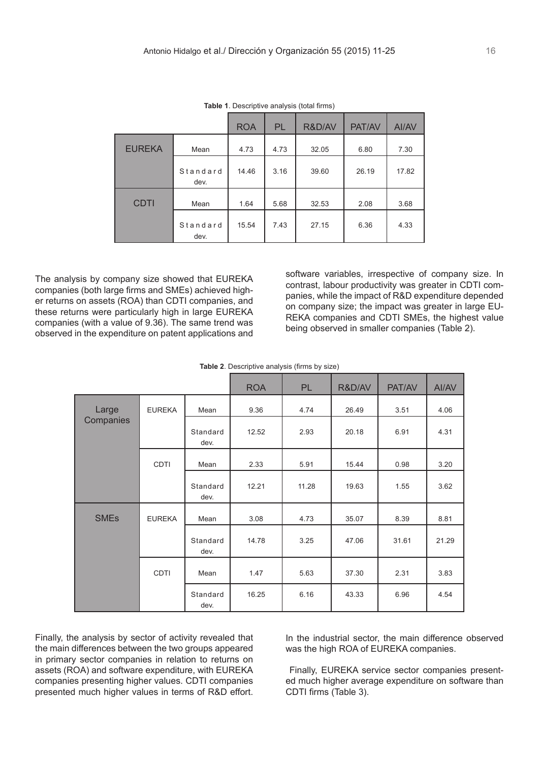**Table 1**. Descriptive analysis (total firms)

| | | ROA | PL | R&D/AV | PAT/AV | AI/AV |
|---|---|---|---|---|---|---|
| EUREKA | Mean | 4.73 | 4.73 | 32.05 | 6.80 | 7.30 |
| | Standard dev. | 14.46 | 3.16 | 39.60 | 26.19 | 17.82 |
| CDTI | Mean | 1.64 | 5.68 | 32.53 | 2.08 | 3.68 |
| | Standard dev. | 15.54 | 7.43 | 27.15 | 6.36 | 4.33 |

The analysis by company size showed that EUREKA companies (both large firms and SMEs) achieved higher returns on assets (ROA) than CDTI companies, and these returns were particularly high in large EUREKA companies (with a value of 9.36). The same trend was observed in the expenditure on patent applications and software variables, irrespective of company size. In contrast, labour productivity was greater in CDTI companies, while the impact of R&D expenditure depended on company size; the impact was greater in large EUREKA companies and CDTI SMEs, the highest value being observed in smaller companies (Table 2).

**Table 2**. Descriptive analysis (firms by size)

| | | | ROA | PL | R&D/AV | PAT/AV | AI/AV |
|---|---|---|---|---|---|---|---|
| Large Companies | EUREKA | Mean | 9.36 | 4.74 | 26.49 | 3.51 | 4.06 |
| | | Standard dev. | 12.52 | 2.93 | 20.18 | 6.91 | 4.31 |
| | CDTI | Mean | 2.33 | 5.91 | 15.44 | 0.98 | 3.20 |
| | | Standard dev. | 12.21 | 11.28 | 19.63 | 1.55 | 3.62 |
| SMEs | EUREKA | Mean | 3.08 | 4.73 | 35.07 | 8.39 | 8.81 |
| | | Standard dev. | 14.78 | 3.25 | 47.06 | 31.61 | 21.29 |
| | CDTI | Mean | 1.47 | 5.63 | 37.30 | 2.31 | 3.83 |
| | | Standard dev. | 16.25 | 6.16 | 43.33 | 6.96 | 4.54 |

Finally, the analysis by sector of activity revealed that the main differences between the two groups appeared in primary sector companies in relation to returns on assets (ROA) and software expenditure, with EUREKA companies presenting higher values. CDTI companies presented much higher values in terms of R&D effort. In the industrial sector, the main difference observed was the high ROA of EUREKA companies.

Finally, EUREKA service sector companies presented much higher average expenditure on software than CDTI firms (Table 3).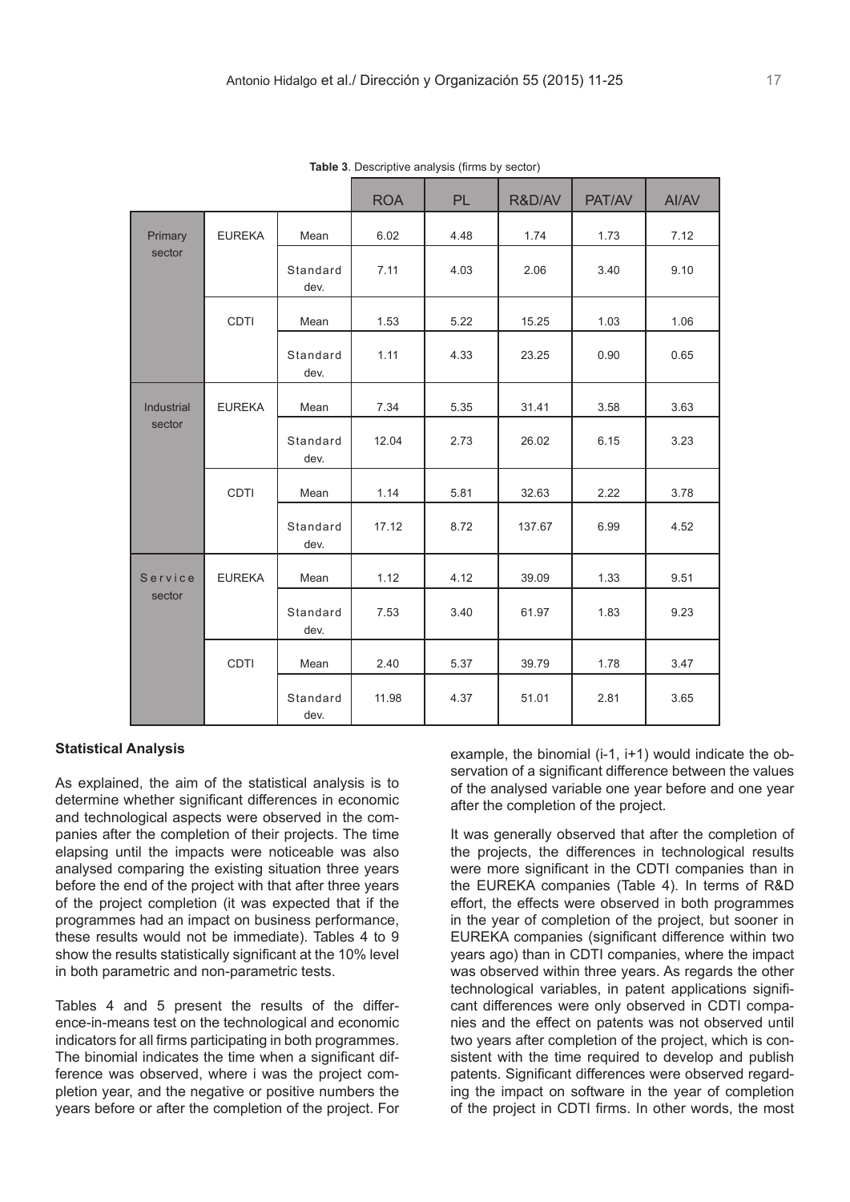**Table 3**. Descriptive analysis (firms by sector)

| | | | ROA | PL | R&D/AV | PAT/AV | AI/AV |
|---|---|---|---|---|---|---|---|
| Primary sector | EUREKA | Mean | 6.02 | 4.48 | 1.74 | 1.73 | 7.12 |
| | | Standard dev. | 7.11 | 4.03 | 2.06 | 3.40 | 9.10 |
| | CDTI | Mean | 1.53 | 5.22 | 15.25 | 1.03 | 1.06 |
| | | Standard dev. | 1.11 | 4.33 | 23.25 | 0.90 | 0.65 |
| Industrial sector | EUREKA | Mean | 7.34 | 5.35 | 31.41 | 3.58 | 3.63 |
| | | Standard dev. | 12.04 | 2.73 | 26.02 | 6.15 | 3.23 |
| | CDTI | Mean | 1.14 | 5.81 | 32.63 | 2.22 | 3.78 |
| | | Standard dev. | 17.12 | 8.72 | 137.67 | 6.99 | 4.52 |
| Service sector | EUREKA | Mean | 1.12 | 4.12 | 39.09 | 1.33 | 9.51 |
| | | Standard dev. | 7.53 | 3.40 | 61.97 | 1.83 | 9.23 |
| | CDTI | Mean | 2.40 | 5.37 | 39.79 | 1.78 | 3.47 |
| | | Standard dev. | 11.98 | 4.37 | 51.01 | 2.81 | 3.65 |

### Statistical Analysis

As explained, the aim of the statistical analysis is to determine whether significant differences in economic and technological aspects were observed in the companies after the completion of their projects. The time elapsing until the impacts were noticeable was also analysed comparing the existing situation three years before the end of the project with that after three years of the project completion (it was expected that if the programmes had an impact on business performance, these results would not be immediate). Tables 4 to 9 show the results statistically significant at the 10% level in both parametric and non-parametric tests.

Tables 4 and 5 present the results of the difference-in-means test on the technological and economic indicators for all firms participating in both programmes. The binomial indicates the time when a significant difference was observed, where i was the project completion year, and the negative or positive numbers the years before or after the completion of the project. For example, the binomial (i-1, i+1) would indicate the observation of a significant difference between the values of the analysed variable one year before and one year after the completion of the project.

It was generally observed that after the completion of the projects, the differences in technological results were more significant in the CDTI companies than in the EUREKA companies (Table 4). In terms of R&D effort, the effects were observed in both programmes in the year of completion of the project, but sooner in EUREKA companies (significant difference within two years ago) than in CDTI companies, where the impact was observed within three years. As regards the other technological variables, in patent applications significant differences were only observed in CDTI companies and the effect on patents was not observed until two years after completion of the project, which is consistent with the time required to develop and publish patents. Significant differences were observed regarding the impact on software in the year of completion of the project in CDTI firms. In other words, the most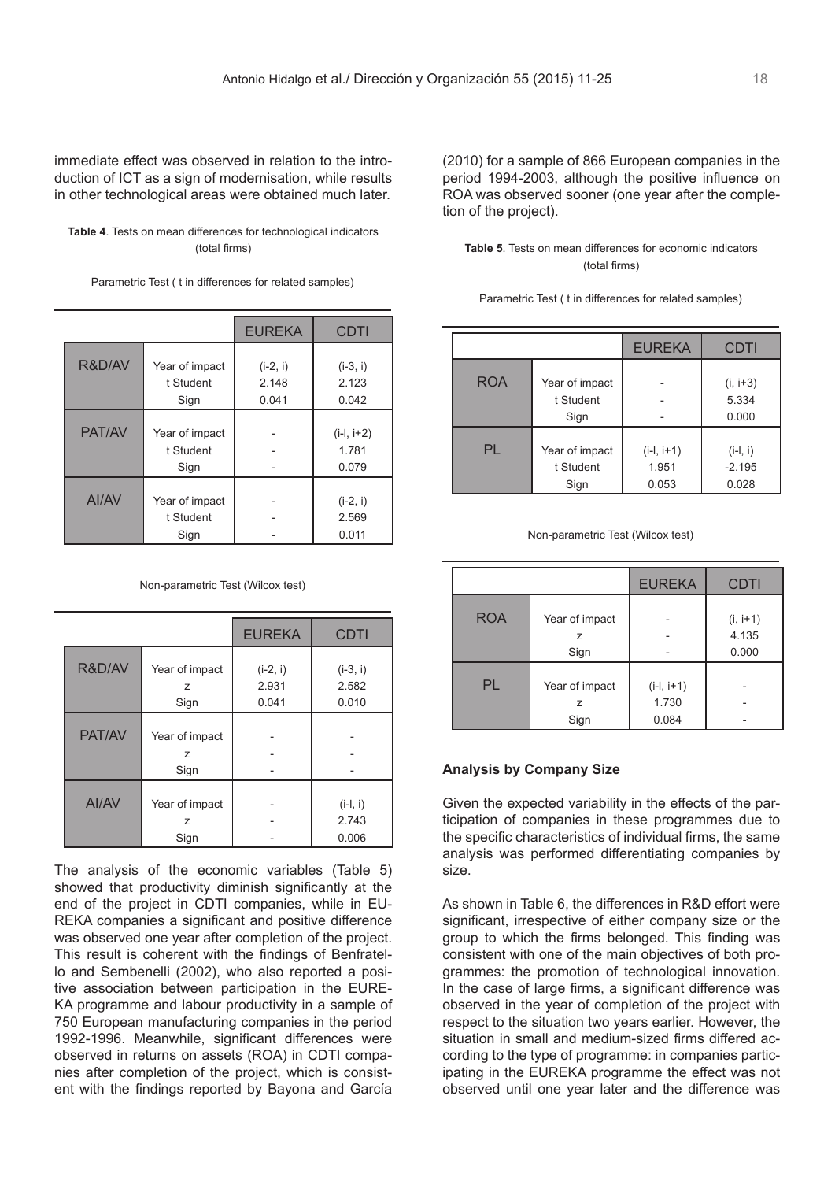immediate effect was observed in relation to the introduction of ICT as a sign of modernisation, while results in other technological areas were obtained much later.

**Table 4**. Tests on mean differences for technological indicators (total firms)

Parametric Test ( t in differences for related samples)

| | | EUREKA | CDTI |
|---|---|---|---|
| R&D/AV | Year of impact | (i-2, i) | (i-3, i) |
| | t Student | 2.148 | 2.123 |
| | Sign | 0.041 | 0.042 |
| PAT/AV | Year of impact | - | (i-l, i+2) |
| | t Student | - | 1.781 |
| | Sign | - | 0.079 |
| AI/AV | Year of impact | - | (i-2, i) |
| | t Student | - | 2.569 |
| | Sign | - | 0.011 |

Non-parametric Test (Wilcox test)

| | | EUREKA | CDTI |
|---|---|---|---|
| R&D/AV | Year of impact | (i-2, i) | (i-3, i) |
| | z | 2.931 | 2.582 |
| | Sign | 0.041 | 0.010 |
| PAT/AV | Year of impact | - | - |
| | z | - | - |
| | Sign | - | - |
| AI/AV | Year of impact | - | (i-l, i) |
| | z | - | 2.743 |
| | Sign | - | 0.006 |

The analysis of the economic variables (Table 5) showed that productivity diminish significantly at the end of the project in CDTI companies, while in EUREKA companies a significant and positive difference was observed one year after completion of the project. This result is coherent with the findings of Benfratello and Sembenelli (2002), who also reported a positive association between participation in the EUREKA programme and labour productivity in a sample of 750 European manufacturing companies in the period 1992-1996. Meanwhile, significant differences were observed in returns on assets (ROA) in CDTI companies after completion of the project, which is consistent with the findings reported by Bayona and García (2010) for a sample of 866 European companies in the period 1994-2003, although the positive influence on ROA was observed sooner (one year after the completion of the project).

**Table 5**. Tests on mean differences for economic indicators (total firms)

Parametric Test ( t in differences for related samples)

| | | EUREKA | CDTI |
|---|---|---|---|
| ROA | Year of impact | - | (i, i+3) |
| | t Student | - | 5.334 |
| | Sign | - | 0.000 |
| PL | Year of impact | (i-l, i+1) | (i-l, i) |
| | t Student | 1.951 | -2.195 |
| | Sign | 0.053 | 0.028 |

Non-parametric Test (Wilcox test)

| | | EUREKA | CDTI |
|---|---|---|---|
| ROA | Year of impact | - | (i, i+1) |
| | z | - | 4.135 |
| | Sign | - | 0.000 |
| PL | Year of impact | (i-l, i+1) | - |
| | z | 1.730 | - |
| | Sign | 0.084 | - |

### Analysis by Company Size

Given the expected variability in the effects of the participation of companies in these programmes due to the specific characteristics of individual firms, the same analysis was performed differentiating companies by size.

As shown in Table 6, the differences in R&D effort were significant, irrespective of either company size or the group to which the firms belonged. This finding was consistent with one of the main objectives of both programmes: the promotion of technological innovation. In the case of large firms, a significant difference was observed in the year of completion of the project with respect to the situation two years earlier. However, the situation in small and medium-sized firms differed according to the type of programme: in companies participating in the EUREKA programme the effect was not observed until one year later and the difference was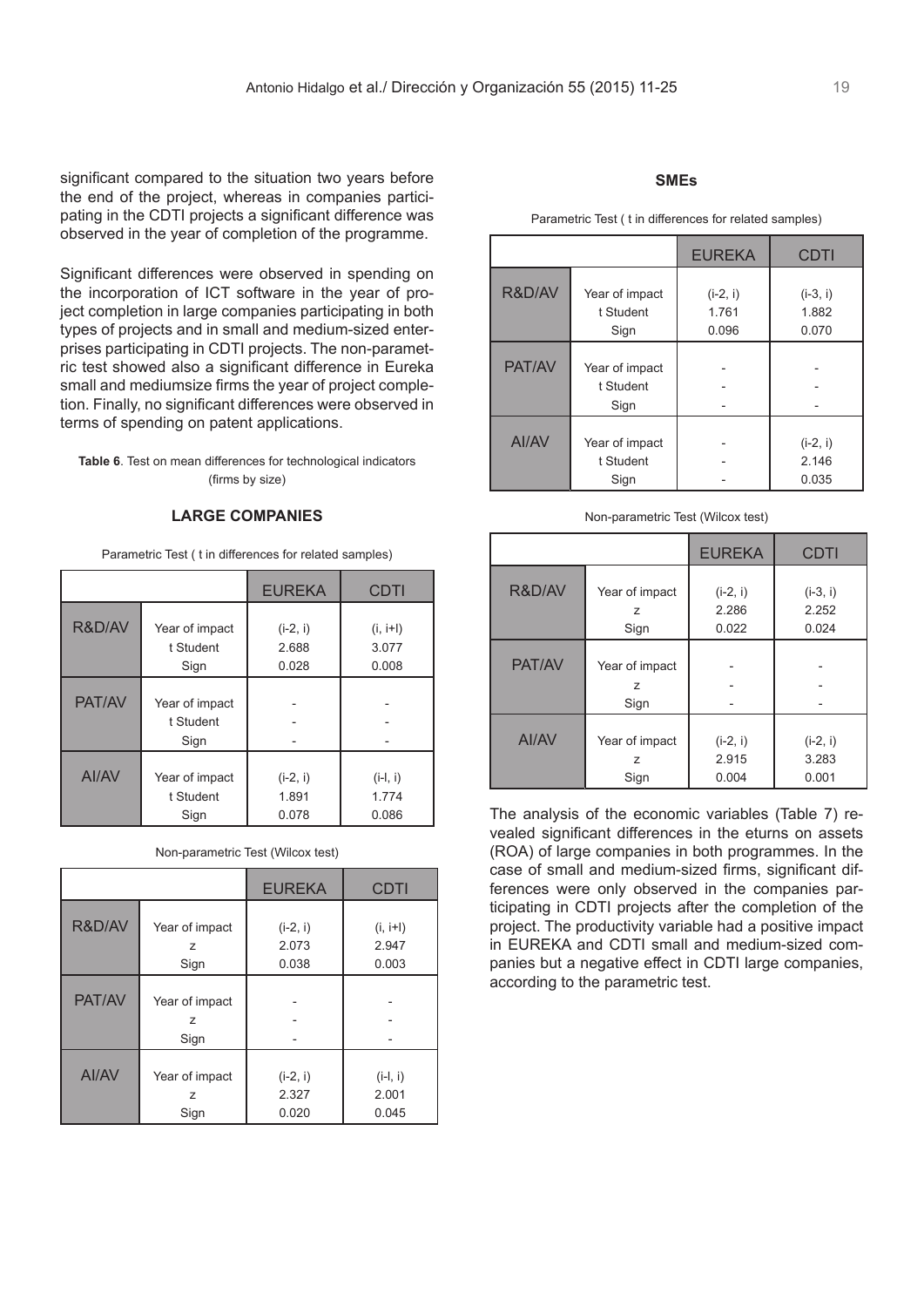significant compared to the situation two years before the end of the project, whereas in companies participating in the CDTI projects a significant difference was observed in the year of completion of the programme.

Significant differences were observed in spending on the incorporation of ICT software in the year of project completion in large companies participating in both types of projects and in small and medium-sized enterprises participating in CDTI projects. The non-parametric test showed also a significant difference in Eureka small and mediumsize firms the year of project completion. Finally, no significant differences were observed in terms of spending on patent applications.

**Table 6**. Test on mean differences for technological indicators (firms by size)

**LARGE COMPANIES**

Parametric Test ( t in differences for related samples)

| | | EUREKA | CDTI |
|---|---|---|---|
| R&D/AV | Year of impact | (i-2, i) | (i, i+l) |
| | t Student | 2.688 | 3.077 |
| | Sign | 0.028 | 0.008 |
| PAT/AV | Year of impact | - | - |
| | t Student | - | - |
| | Sign | - | - |
| AI/AV | Year of impact | (i-2, i) | (i-l, i) |
| | t Student | 1.891 | 1.774 |
| | Sign | 0.078 | 0.086 |

Non-parametric Test (Wilcox test)

| | | EUREKA | CDTI |
|---|---|---|---|
| R&D/AV | Year of impact | (i-2, i) | (i, i+l) |
| | z | 2.073 | 2.947 |
| | Sign | 0.038 | 0.003 |
| PAT/AV | Year of impact | - | - |
| | z | - | - |
| | Sign | - | - |
| AI/AV | Year of impact | (i-2, i) | (i-l, i) |
| | z | 2.327 | 2.001 |
| | Sign | 0.020 | 0.045 |

**SMEs**

Parametric Test ( t in differences for related samples)

| | | EUREKA | CDTI |
|---|---|---|---|
| R&D/AV | Year of impact | (i-2, i) | (i-3, i) |
| | t Student | 1.761 | 1.882 |
| | Sign | 0.096 | 0.070 |
| PAT/AV | Year of impact | - | - |
| | t Student | - | - |
| | Sign | - | - |
| AI/AV | Year of impact | - | (i-2, i) |
| | t Student | - | 2.146 |
| | Sign | - | 0.035 |

Non-parametric Test (Wilcox test)

| | | EUREKA | CDTI |
|---|---|---|---|
| R&D/AV | Year of impact | (i-2, i) | (i-3, i) |
| | z | 2.286 | 2.252 |
| | Sign | 0.022 | 0.024 |
| PAT/AV | Year of impact | - | - |
| | z | - | - |
| | Sign | - | - |
| AI/AV | Year of impact | (i-2, i) | (i-2, i) |
| | z | 2.915 | 3.283 |
| | Sign | 0.004 | 0.001 |

The analysis of the economic variables (Table 7) revealed significant differences in the eturns on assets (ROA) of large companies in both programmes. In the case of small and medium-sized firms, significant differences were only observed in the companies participating in CDTI projects after the completion of the project. The productivity variable had a positive impact in EUREKA and CDTI small and medium-sized companies but a negative effect in CDTI large companies, according to the parametric test.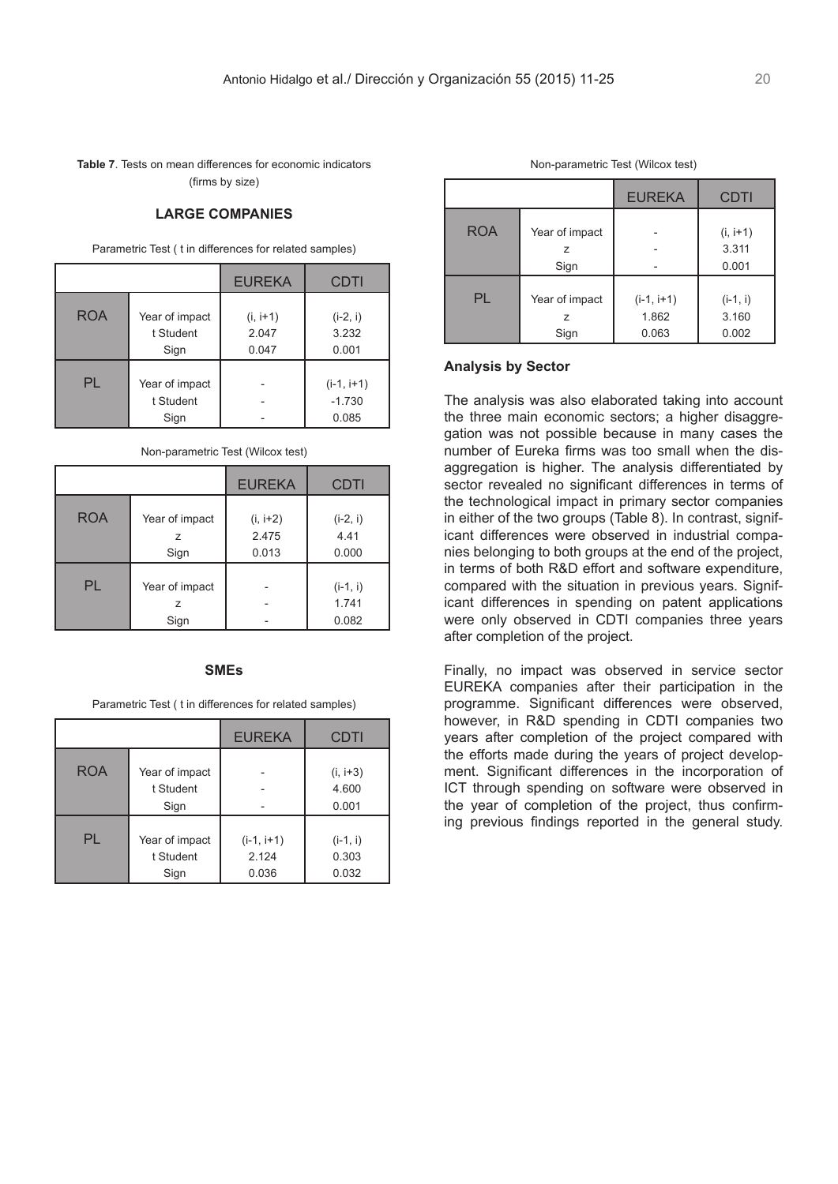**Table 7**. Tests on mean differences for economic indicators (firms by size)

### LARGE COMPANIES

Parametric Test ( t in differences for related samples)

| | | EUREKA | CDTI |
|---|---|---|---|
| ROA | Year of impact | (i, i+1) | (i-2, i) |
| | t Student | 2.047 | 3.232 |
| | Sign | 0.047 | 0.001 |
| PL | Year of impact | - | (i-1, i+1) |
| | t Student | - | -1.730 |
| | Sign | - | 0.085 |

Non-parametric Test (Wilcox test)

| | | EUREKA | CDTI |
|---|---|---|---|
| ROA | Year of impact | (i, i+2) | (i-2, i) |
| | z | 2.475 | 4.41 |
| | Sign | 0.013 | 0.000 |
| PL | Year of impact | - | (i-1, i) |
| | z | - | 1.741 |
| | Sign | - | 0.082 |

### SMEs

Parametric Test ( t in differences for related samples)

| | | EUREKA | CDTI |
|---|---|---|---|
| ROA | Year of impact | - | (i, i+3) |
| | t Student | - | 4.600 |
| | Sign | - | 0.001 |
| PL | Year of impact | (i-1, i+1) | (i-1, i) |
| | t Student | 2.124 | 0.303 |
| | Sign | 0.036 | 0.032 |

Non-parametric Test (Wilcox test)

| | | EUREKA | CDTI |
|---|---|---|---|
| ROA | Year of impact | - | (i, i+1) |
| | z | - | 3.311 |
| | Sign | - | 0.001 |
| PL | Year of impact | (i-1, i+1) | (i-1, i) |
| | z | 1.862 | 3.160 |
| | Sign | 0.063 | 0.002 |

**Analysis by Sector**

The analysis was also elaborated taking into account the three main economic sectors; a higher disaggregation was not possible because in many cases the number of Eureka firms was too small when the disaggregation is higher. The analysis differentiated by sector revealed no significant differences in terms of the technological impact in primary sector companies in either of the two groups (Table 8). In contrast, significant differences were observed in industrial companies belonging to both groups at the end of the project, in terms of both R&D effort and software expenditure, compared with the situation in previous years. Significant differences in spending on patent applications were only observed in CDTI companies three years after completion of the project.

Finally, no impact was observed in service sector EUREKA companies after their participation in the programme. Significant differences were observed, however, in R&D spending in CDTI companies two years after completion of the project compared with the efforts made during the years of project development. Significant differences in the incorporation of ICT through spending on software were observed in the year of completion of the project, thus confirming previous findings reported in the general study.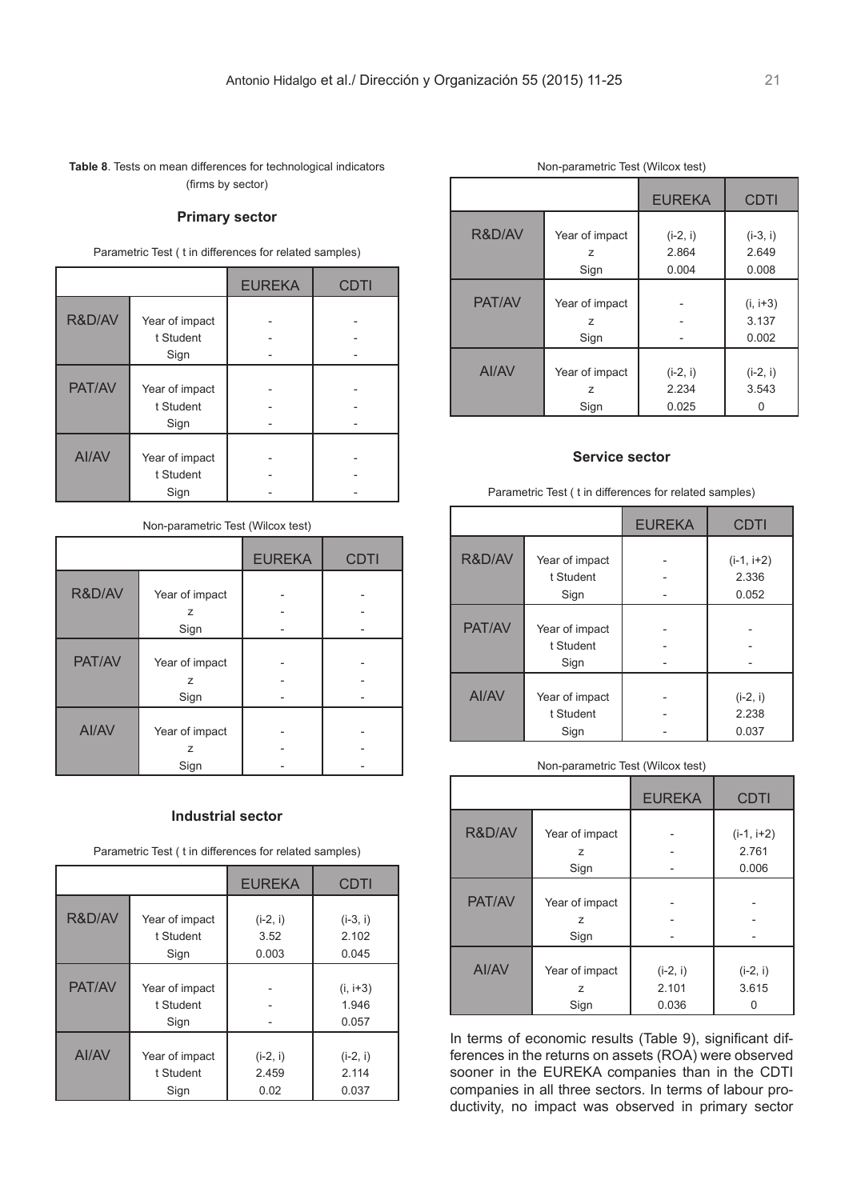**Table 8**. Tests on mean differences for technological indicators (firms by sector)

### Primary sector

Parametric Test ( t in differences for related samples)

| | | EUREKA | CDTI |
|---|---|---|---|
| R&D/AV | Year of impact | - | - |
| | t Student | - | - |
| | Sign | - | - |
| PAT/AV | Year of impact | - | - |
| | t Student | - | - |
| | Sign | - | - |
| AI/AV | Year of impact | - | - |
| | t Student | - | - |
| | Sign | - | - |

Non-parametric Test (Wilcox test)

| | | EUREKA | CDTI |
|---|---|---|---|
| R&D/AV | Year of impact | - | - |
| | z | - | - |
| | Sign | - | - |
| PAT/AV | Year of impact | - | - |
| | z | - | - |
| | Sign | - | - |
| AI/AV | Year of impact | - | - |
| | z | - | - |
| | Sign | - | - |

### Industrial sector

Parametric Test ( t in differences for related samples)

| | | EUREKA | CDTI |
|---|---|---|---|
| R&D/AV | Year of impact | (i-2, i) | (i-3, i) |
| | t Student | 3.52 | 2.102 |
| | Sign | 0.003 | 0.045 |
| PAT/AV | Year of impact | - | (i, i+3) |
| | t Student | - | 1.946 |
| | Sign | - | 0.057 |
| AI/AV | Year of impact | (i-2, i) | (i-2, i) |
| | t Student | 2.459 | 2.114 |
| | Sign | 0.02 | 0.037 |

Non-parametric Test (Wilcox test)

| | | EUREKA | CDTI |
|---|---|---|---|
| R&D/AV | Year of impact | (i-2, i) | (i-3, i) |
| | z | 2.864 | 2.649 |
| | Sign | 0.004 | 0.008 |
| PAT/AV | Year of impact | - | (i, i+3) |
| | z | - | 3.137 |
| | Sign | - | 0.002 |
| AI/AV | Year of impact | (i-2, i) | (i-2, i) |
| | z | 2.234 | 3.543 |
| | Sign | 0.025 | 0 |

### Service sector

Parametric Test ( t in differences for related samples)

| | | EUREKA | CDTI |
|---|---|---|---|
| R&D/AV | Year of impact | - | (i-1, i+2) |
| | t Student | - | 2.336 |
| | Sign | - | 0.052 |
| PAT/AV | Year of impact | - | - |
| | t Student | - | - |
| | Sign | - | - |
| AI/AV | Year of impact | - | (i-2, i) |
| | t Student | - | 2.238 |
| | Sign | - | 0.037 |

Non-parametric Test (Wilcox test)

| | | EUREKA | CDTI |
|---|---|---|---|
| R&D/AV | Year of impact | - | (i-1, i+2) |
| | z | - | 2.761 |
| | Sign | - | 0.006 |
| PAT/AV | Year of impact | - | - |
| | z | - | - |
| | Sign | - | - |
| AI/AV | Year of impact | (i-2, i) | (i-2, i) |
| | z | 2.101 | 3.615 |
| | Sign | 0.036 | 0 |

In terms of economic results (Table 9), significant differences in the returns on assets (ROA) were observed sooner in the EUREKA companies than in the CDTI companies in all three sectors. In terms of labour productivity, no impact was observed in primary sector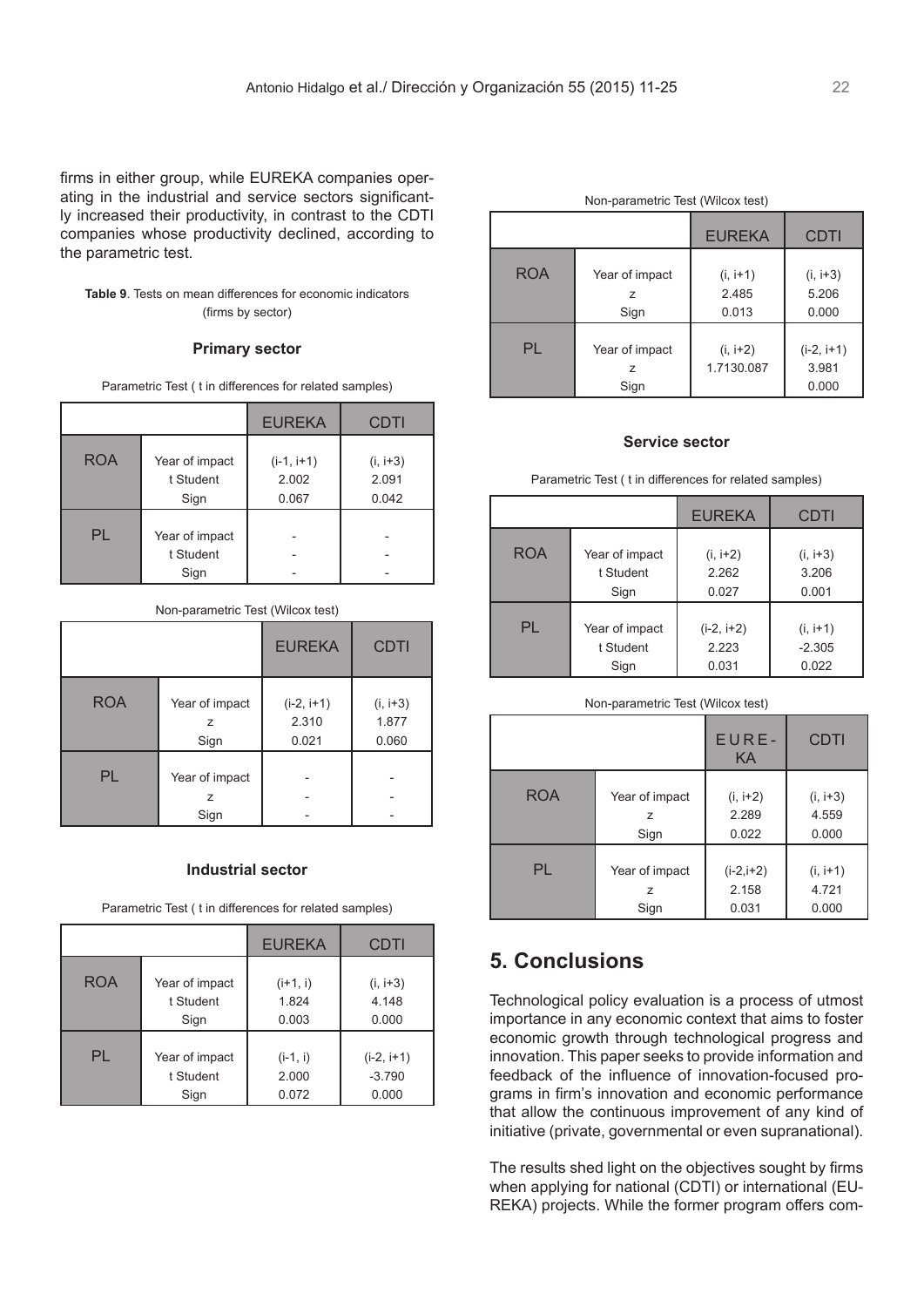firms in either group, while EUREKA companies operating in the industrial and service sectors significantly increased their productivity, in contrast to the CDTI companies whose productivity declined, according to the parametric test.

**Table 9**. Tests on mean differences for economic indicators (firms by sector)

**Primary sector**

Parametric Test ( t in differences for related samples)

| | | EUREKA | CDTI |
|---|---|---|---|
| ROA | Year of impact<br>t Student<br>Sign | (i-1, i+1)<br>2.002<br>0.067 | (i, i+3)<br>2.091<br>0.042 |
| PL | Year of impact<br>t Student<br>Sign | -<br>-<br>- | -<br>-<br>- |

Non-parametric Test (Wilcox test)

| | | EUREKA | CDTI |
|---|---|---|---|
| ROA | Year of impact<br>z<br>Sign | (i-2, i+1)<br>2.310<br>0.021 | (i, i+3)<br>1.877<br>0.060 |
| PL | Year of impact<br>z<br>Sign | -<br>-<br>- | -<br>-<br>- |

**Industrial sector**

Parametric Test ( t in differences for related samples)

| | | EUREKA | CDTI |
|---|---|---|---|
| ROA | Year of impact<br>t Student<br>Sign | (i+1, i)<br>1.824<br>0.003 | (i, i+3)<br>4.148<br>0.000 |
| PL | Year of impact<br>t Student<br>Sign | (i-1, i)<br>2.000<br>0.072 | (i-2, i+1)<br>-3.790<br>0.000 |

Non-parametric Test (Wilcox test)

| | | EUREKA | CDTI |
|---|---|---|---|
| ROA | Year of impact<br>z<br>Sign | (i, i+1)<br>2.485<br>0.013 | (i, i+3)<br>5.206<br>0.000 |
| PL | Year of impact<br>z<br>Sign | (i, i+2)<br>1.7130.087 | (i-2, i+1)<br>3.981<br>0.000 |

**Service sector**

Parametric Test ( t in differences for related samples)

| | | EUREKA | CDTI |
|---|---|---|---|
| ROA | Year of impact<br>t Student<br>Sign | (i, i+2)<br>2.262<br>0.027 | (i, i+3)<br>3.206<br>0.001 |
| PL | Year of impact<br>t Student<br>Sign | (i-2, i+2)<br>2.223<br>0.031 | (i, i+1)<br>-2.305<br>0.022 |

Non-parametric Test (Wilcox test)

| | | EUREKA | CDTI |
|---|---|---|---|
| ROA | Year of impact<br>z<br>Sign | (i, i+2)<br>2.289<br>0.022 | (i, i+3)<br>4.559<br>0.000 |
| PL | Year of impact<br>z<br>Sign | (i-2,i+2)<br>2.158<br>0.031 | (i, i+1)<br>4.721<br>0.000 |

## 5. Conclusions

Technological policy evaluation is a process of utmost importance in any economic context that aims to foster economic growth through technological progress and innovation. This paper seeks to provide information and feedback of the influence of innovation-focused programs in firm's innovation and economic performance that allow the continuous improvement of any kind of initiative (private, governmental or even supranational).

The results shed light on the objectives sought by firms when applying for national (CDTI) or international (EUREKA) projects. While the former program offers com-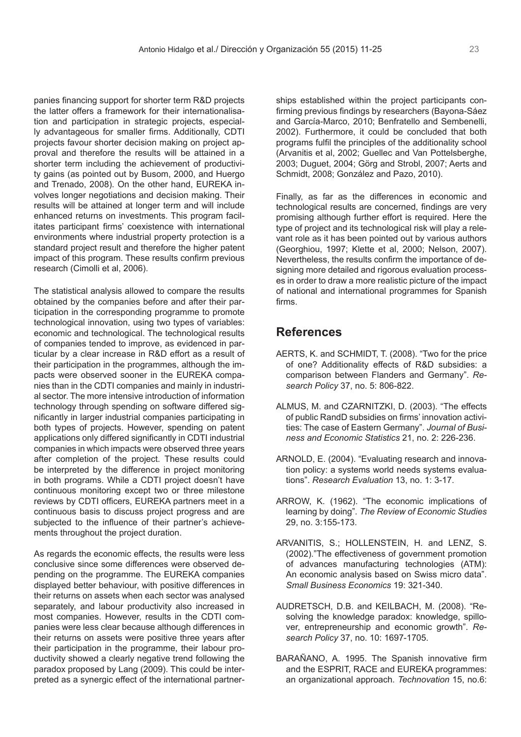panies financing support for shorter term R&D projects the latter offers a framework for their internationalisation and participation in strategic projects, especially advantageous for smaller firms. Additionally, CDTI projects favour shorter decision making on project approval and therefore the results will be attained in a shorter term including the achievement of productivity gains (as pointed out by Busom, 2000, and Huergo and Trenado, 2008). On the other hand, EUREKA involves longer negotiations and decision making. Their results will be attained at longer term and will include enhanced returns on investments. This program facilitates participant firms' coexistence with international environments where industrial property protection is a standard project result and therefore the higher patent impact of this program. These results confirm previous research (Cimolli et al, 2006).

The statistical analysis allowed to compare the results obtained by the companies before and after their participation in the corresponding programme to promote technological innovation, using two types of variables: economic and technological. The technological results of companies tended to improve, as evidenced in particular by a clear increase in R&D effort as a result of their participation in the programmes, although the impacts were observed sooner in the EUREKA companies than in the CDTI companies and mainly in industrial sector. The more intensive introduction of information technology through spending on software differed significantly in larger industrial companies participating in both types of projects. However, spending on patent applications only differed significantly in CDTI industrial companies in which impacts were observed three years after completion of the project. These results could be interpreted by the difference in project monitoring in both programs. While a CDTI project doesn't have continuous monitoring except two or three milestone reviews by CDTI officers, EUREKA partners meet in a continuous basis to discuss project progress and are subjected to the influence of their partner's achievements throughout the project duration.

As regards the economic effects, the results were less conclusive since some differences were observed depending on the programme. The EUREKA companies displayed better behaviour, with positive differences in their returns on assets when each sector was analysed separately, and labour productivity also increased in most companies. However, results in the CDTI companies were less clear because although differences in their returns on assets were positive three years after their participation in the programme, their labour productivity showed a clearly negative trend following the paradox proposed by Lang (2009). This could be interpreted as a synergic effect of the international partnerships established within the project participants confirming previous findings by researchers (Bayona-Sáez and García-Marco, 2010; Benfratello and Sembenelli, 2002). Furthermore, it could be concluded that both programs fulfil the principles of the additionality school (Arvanitis et al, 2002; Guellec and Van Pottelsberghe, 2003; Duguet, 2004; Görg and Strobl, 2007; Aerts and Schmidt, 2008; González and Pazo, 2010).

Finally, as far as the differences in economic and technological results are concerned, findings are very promising although further effort is required. Here the type of project and its technological risk will play a relevant role as it has been pointed out by various authors (Georghiou, 1997; Klette et al, 2000; Nelson, 2007). Nevertheless, the results confirm the importance of designing more detailed and rigorous evaluation processes in order to draw a more realistic picture of the impact of national and international programmes for Spanish firms.

## References

AERTS, K. and SCHMIDT, T. (2008). "Two for the price of one? Additionality effects of R&D subsidies: a comparison between Flanders and Germany". *Research Policy* 37, no. 5: 806-822.

ALMUS, M. and CZARNITZKI, D. (2003). "The effects of public RandD subsidies on firms' innovation activities: The case of Eastern Germany". *Journal of Business and Economic Statistics* 21, no. 2: 226-236.

ARNOLD, E. (2004). "Evaluating research and innovation policy: a systems world needs systems evaluations". *Research Evaluation* 13, no. 1: 3-17.

ARROW, K. (1962). "The economic implications of learning by doing". *The Review of Economic Studies* 29, no. 3:155-173.

ARVANITIS, S.; HOLLENSTEIN, H. and LENZ, S. (2002)."The effectiveness of government promotion of advances manufacturing technologies (ATM): An economic analysis based on Swiss micro data". *Small Business Economics* 19: 321-340.

AUDRETSCH, D.B. and KEILBACH, M. (2008). "Resolving the knowledge paradox: knowledge, spillover, entrepreneurship and economic growth". *Research Policy* 37, no. 10: 1697-1705.

BARAÑANO, A. 1995. The Spanish innovative firm and the ESPRIT, RACE and EUREKA programmes: an organizational approach. *Technovation* 15, no.6: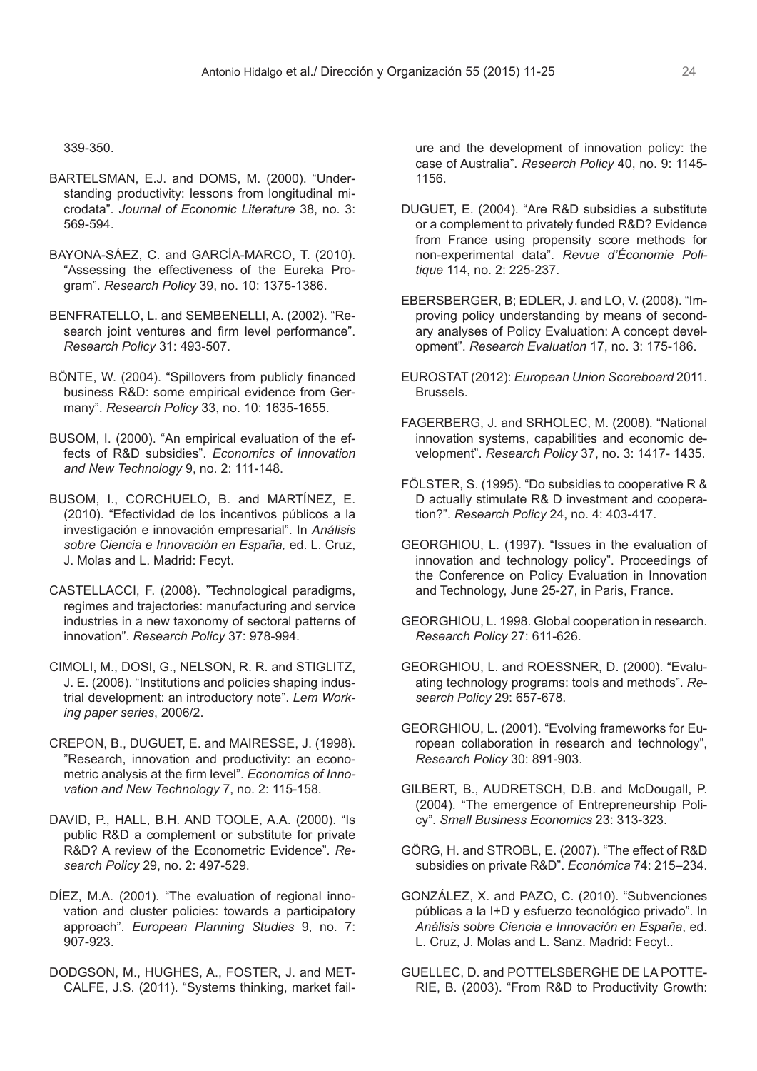339-350.

BARTELSMAN, E.J. and DOMS, M. (2000). "Understanding productivity: lessons from longitudinal microdata". *Journal of Economic Literature* 38, no. 3: 569-594.

BAYONA-SÁEZ, C. and GARCÍA-MARCO, T. (2010). "Assessing the effectiveness of the Eureka Program". *Research Policy* 39, no. 10: 1375-1386.

BENFRATELLO, L. and SEMBENELLI, A. (2002). "Research joint ventures and firm level performance". *Research Policy* 31: 493-507.

BÖNTE, W. (2004). "Spillovers from publicly financed business R&D: some empirical evidence from Germany". *Research Policy* 33, no. 10: 1635-1655.

BUSOM, I. (2000). "An empirical evaluation of the effects of R&D subsidies". *Economics of Innovation and New Technology* 9, no. 2: 111-148.

BUSOM, I., CORCHUELO, B. and MARTÍNEZ, E. (2010). "Efectividad de los incentivos públicos a la investigación e innovación empresarial". In *Análisis sobre Ciencia e Innovación en España,* ed. L. Cruz, J. Molas and L. Madrid: Fecyt.

CASTELLACCI, F. (2008). "Technological paradigms, regimes and trajectories: manufacturing and service industries in a new taxonomy of sectoral patterns of innovation". *Research Policy* 37: 978-994.

CIMOLI, M., DOSI, G., NELSON, R. R. and STIGLITZ, J. E. (2006). "Institutions and policies shaping industrial development: an introductory note". *Lem Working paper series*, 2006/2.

CREPON, B., DUGUET, E. and MAIRESSE, J. (1998). "Research, innovation and productivity: an econometric analysis at the firm level". *Economics of Innovation and New Technology* 7, no. 2: 115-158.

DAVID, P., HALL, B.H. AND TOOLE, A.A. (2000). "Is public R&D a complement or substitute for private R&D? A review of the Econometric Evidence". *Research Policy* 29, no. 2: 497-529.

DÍEZ, M.A. (2001). "The evaluation of regional innovation and cluster policies: towards a participatory approach". *European Planning Studies* 9, no. 7: 907-923.

DODGSON, M., HUGHES, A., FOSTER, J. and METCALFE, J.S. (2011). "Systems thinking, market failure and the development of innovation policy: the case of Australia". *Research Policy* 40, no. 9: 1145-1156.

DUGUET, E. (2004). "Are R&D subsidies a substitute or a complement to privately funded R&D? Evidence from France using propensity score methods for non-experimental data". *Revue d'Économie Politique* 114, no. 2: 225-237.

EBERSBERGER, B; EDLER, J. and LO, V. (2008). "Improving policy understanding by means of secondary analyses of Policy Evaluation: A concept development". *Research Evaluation* 17, no. 3: 175-186.

EUROSTAT (2012): *European Union Scoreboard* 2011. Brussels.

FAGERBERG, J. and SRHOLEC, M. (2008). "National innovation systems, capabilities and economic development". *Research Policy* 37, no. 3: 1417- 1435.

FÖLSTER, S. (1995). "Do subsidies to cooperative R & D actually stimulate R& D investment and cooperation?". *Research Policy* 24, no. 4: 403-417.

GEORGHIOU, L. (1997). "Issues in the evaluation of innovation and technology policy". Proceedings of the Conference on Policy Evaluation in Innovation and Technology, June 25-27, in Paris, France.

GEORGHIOU, L. 1998. Global cooperation in research. *Research Policy* 27: 611-626.

GEORGHIOU, L. and ROESSNER, D. (2000). "Evaluating technology programs: tools and methods". *Research Policy* 29: 657-678.

GEORGHIOU, L. (2001). "Evolving frameworks for European collaboration in research and technology", *Research Policy* 30: 891-903.

GILBERT, B., AUDRETSCH, D.B. and McDougall, P. (2004). "The emergence of Entrepreneurship Policy". *Small Business Economics* 23: 313-323.

GÖRG, H. and STROBL, E. (2007). "The effect of R&D subsidies on private R&D". *Económica* 74: 215–234.

GONZÁLEZ, X. and PAZO, C. (2010). "Subvenciones públicas a la I+D y esfuerzo tecnológico privado". In *Análisis sobre Ciencia e Innovación en España*, ed. L. Cruz, J. Molas and L. Sanz. Madrid: Fecyt..

GUELLEC, D. and POTTELSBERGHE DE LA POTTERIE, B. (2003). "From R&D to Productivity Growth: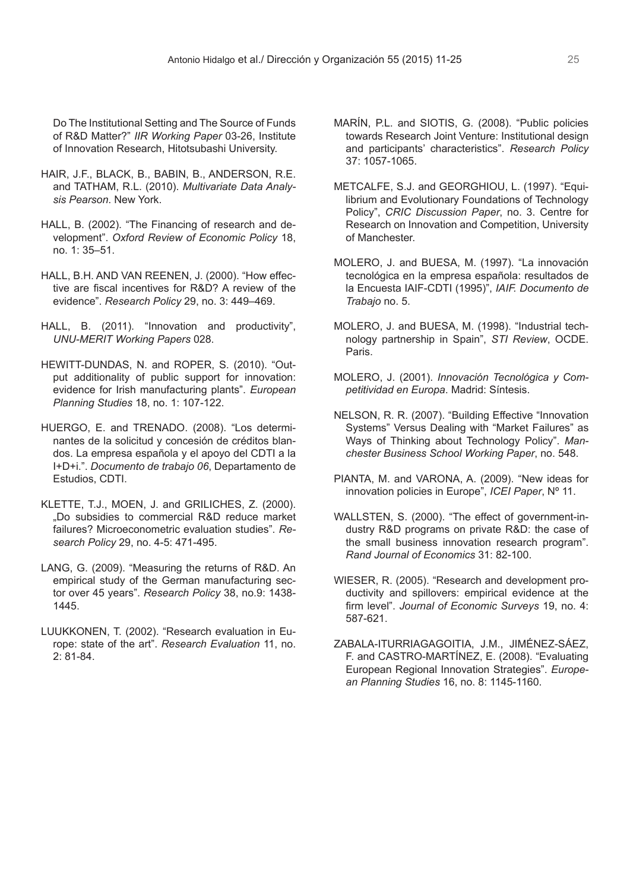Do The Institutional Setting and The Source of Funds of R&D Matter?" *IIR Working Paper* 03-26, Institute of Innovation Research, Hitotsubashi University.

HAIR, J.F., BLACK, B., BABIN, B., ANDERSON, R.E. and TATHAM, R.L. (2010). *Multivariate Data Analysis Pearson*. New York.

HALL, B. (2002). "The Financing of research and development". *Oxford Review of Economic Policy* 18, no. 1: 35–51.

HALL, B.H. AND VAN REENEN, J. (2000). "How effective are fiscal incentives for R&D? A review of the evidence". *Research Policy* 29, no. 3: 449–469.

HALL, B. (2011). "Innovation and productivity", *UNU-MERIT Working Papers* 028.

HEWITT-DUNDAS, N. and ROPER, S. (2010). "Output additionality of public support for innovation: evidence for Irish manufacturing plants". *European Planning Studies* 18, no. 1: 107-122.

HUERGO, E. and TRENADO. (2008). "Los determinantes de la solicitud y concesión de créditos blandos. La empresa española y el apoyo del CDTI a la I+D+i.". *Documento de trabajo 06*, Departamento de Estudios, CDTI.

KLETTE, T.J., MOEN, J. and GRILICHES, Z. (2000). „Do subsidies to commercial R&D reduce market failures? Microeconometric evaluation studies". *Research Policy* 29, no. 4-5: 471-495.

LANG, G. (2009). "Measuring the returns of R&D. An empirical study of the German manufacturing sector over 45 years". *Research Policy* 38, no.9: 1438-1445.

LUUKKONEN, T. (2002). "Research evaluation in Europe: state of the art". *Research Evaluation* 11, no. 2: 81-84.

MARÍN, P.L. and SIOTIS, G. (2008). "Public policies towards Research Joint Venture: Institutional design and participants' characteristics". *Research Policy* 37: 1057-1065.

METCALFE, S.J. and GEORGHIOU, L. (1997). "Equilibrium and Evolutionary Foundations of Technology Policy", *CRIC Discussion Paper*, no. 3. Centre for Research on Innovation and Competition, University of Manchester.

MOLERO, J. and BUESA, M. (1997). "La innovación tecnológica en la empresa española: resultados de la Encuesta IAIF-CDTI (1995)", *IAIF. Documento de Trabajo* no. 5.

MOLERO, J. and BUESA, M. (1998). "Industrial technology partnership in Spain", *STI Review*, OCDE. Paris.

MOLERO, J. (2001). *Innovación Tecnológica y Competitividad en Europa*. Madrid: Síntesis.

NELSON, R. R. (2007). "Building Effective "Innovation Systems" Versus Dealing with "Market Failures" as Ways of Thinking about Technology Policy". *Manchester Business School Working Paper*, no. 548.

PIANTA, M. and VARONA, A. (2009). "New ideas for innovation policies in Europe", *ICEI Paper*, Nº 11.

WALLSTEN, S. (2000). "The effect of government-industry R&D programs on private R&D: the case of the small business innovation research program". *Rand Journal of Economics* 31: 82-100.

WIESER, R. (2005). "Research and development productivity and spillovers: empirical evidence at the firm level". *Journal of Economic Surveys* 19, no. 4: 587-621.

ZABALA-ITURRIAGAGOITIA, J.M., JIMÉNEZ-SÁEZ, F. and CASTRO-MARTÍNEZ, E. (2008). "Evaluating European Regional Innovation Strategies". *European Planning Studies* 16, no. 8: 1145-1160.